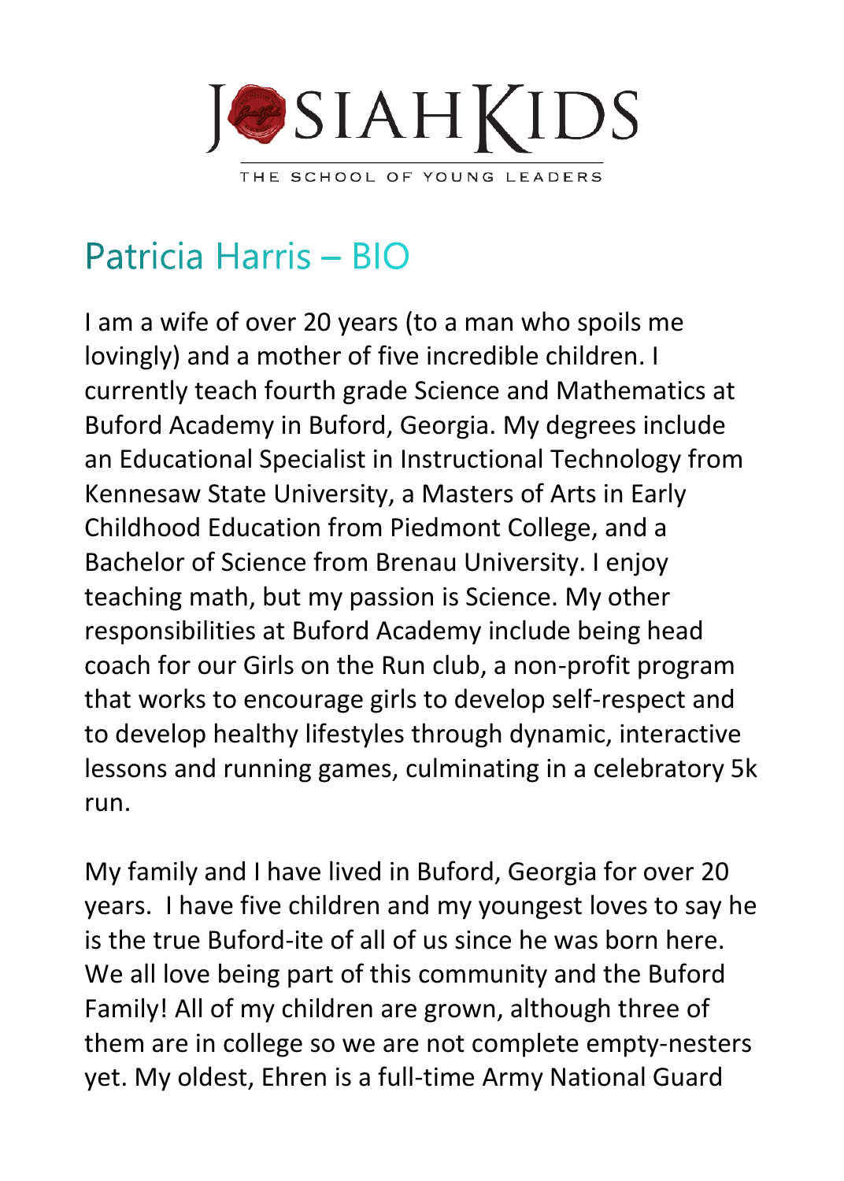JOSIAH KIDS

THE SCHOOL OF YOUNG LEADERS

# Patricia Harris – BIO

I am a wife of over 20 years (to a man who spoils me lovingly) and a mother of five incredible children. I currently teach fourth grade Science and Mathematics at Buford Academy in Buford, Georgia. My degrees include an Educational Specialist in Instructional Technology from Kennesaw State University, a Masters of Arts in Early Childhood Education from Piedmont College, and a Bachelor of Science from Brenau University. I enjoy teaching math, but my passion is Science. My other responsibilities at Buford Academy include being head coach for our Girls on the Run club, a non-profit program that works to encourage girls to develop self-respect and to develop healthy lifestyles through dynamic, interactive lessons and running games, culminating in a celebratory 5k run.

My family and I have lived in Buford, Georgia for over 20 years. I have five children and my youngest loves to say he is the true Buford-ite of all of us since he was born here. We all love being part of this community and the Buford Family! All of my children are grown, although three of them are in college so we are not complete empty-nesters yet. My oldest, Ehren is a full-time Army National Guard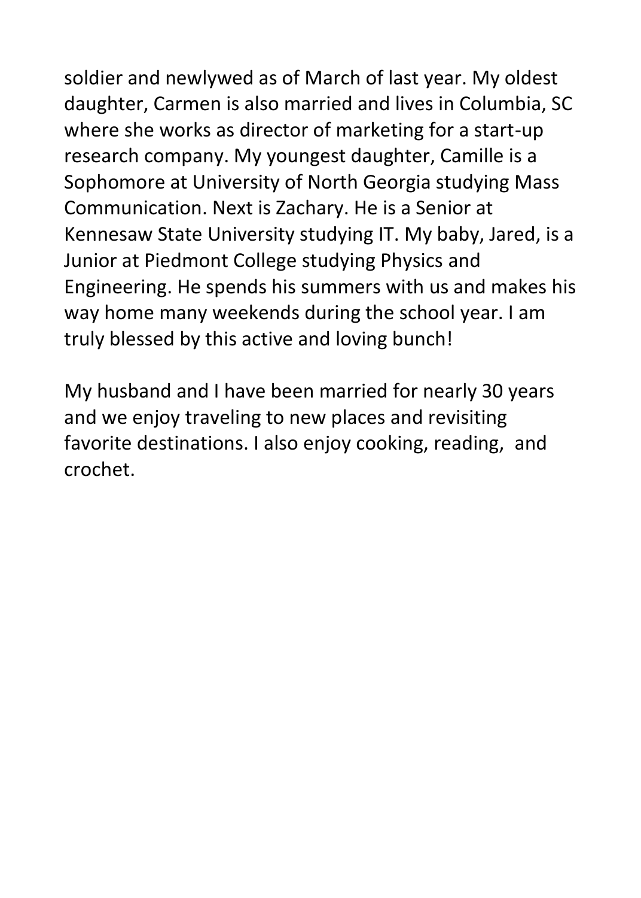soldier and newlywed as of March of last year. My oldest daughter, Carmen is also married and lives in Columbia, SC where she works as director of marketing for a start-up research company. My youngest daughter, Camille is a Sophomore at University of North Georgia studying Mass Communication. Next is Zachary. He is a Senior at Kennesaw State University studying IT. My baby, Jared, is a Junior at Piedmont College studying Physics and Engineering. He spends his summers with us and makes his way home many weekends during the school year. I am truly blessed by this active and loving bunch!

My husband and I have been married for nearly 30 years and we enjoy traveling to new places and revisiting favorite destinations. I also enjoy cooking, reading, and crochet.